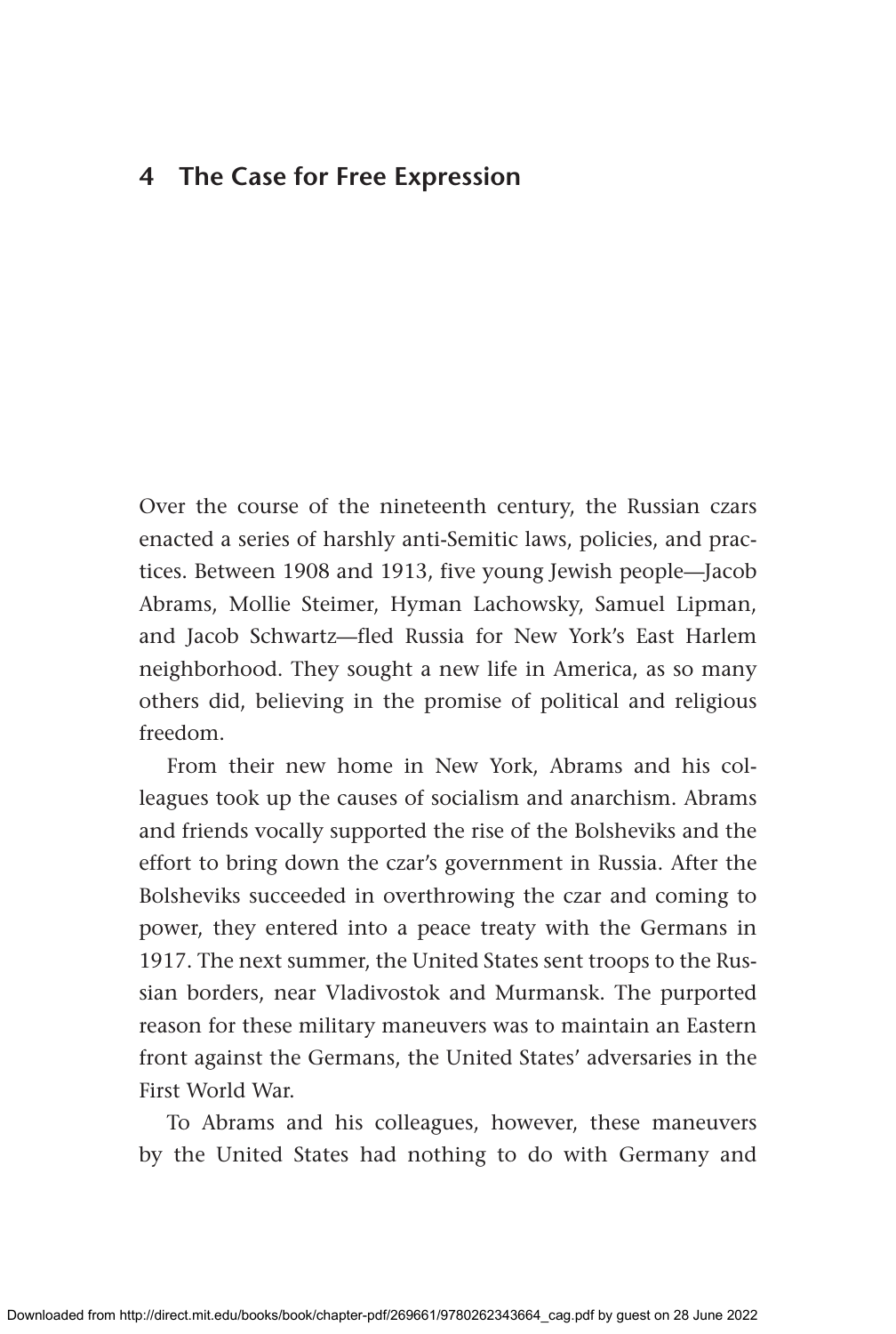# 4 The Case for Free Expression

Over the course of the nineteenth century, the Russian czars enacted a series of harshly anti-Semitic laws, policies, and practices. Between 1908 and 1913, five young Jewish people—Jacob Abrams, Mollie Steimer, Hyman Lachowsky, Samuel Lipman, and Jacob Schwartz—fled Russia for New York's East Harlem neighborhood. They sought a new life in America, as so many others did, believing in the promise of political and religious freedom.

From their new home in New York, Abrams and his colleagues took up the causes of socialism and anarchism. Abrams and friends vocally supported the rise of the Bolsheviks and the effort to bring down the czar's government in Russia. After the Bolsheviks succeeded in overthrowing the czar and coming to power, they entered into a peace treaty with the Germans in 1917. The next summer, the United States sent troops to the Russian borders, near Vladivostok and Murmansk. The purported reason for these military maneuvers was to maintain an Eastern front against the Germans, the United States' adversaries in the First World War.

To Abrams and his colleagues, however, these maneuvers by the United States had nothing to do with Germany and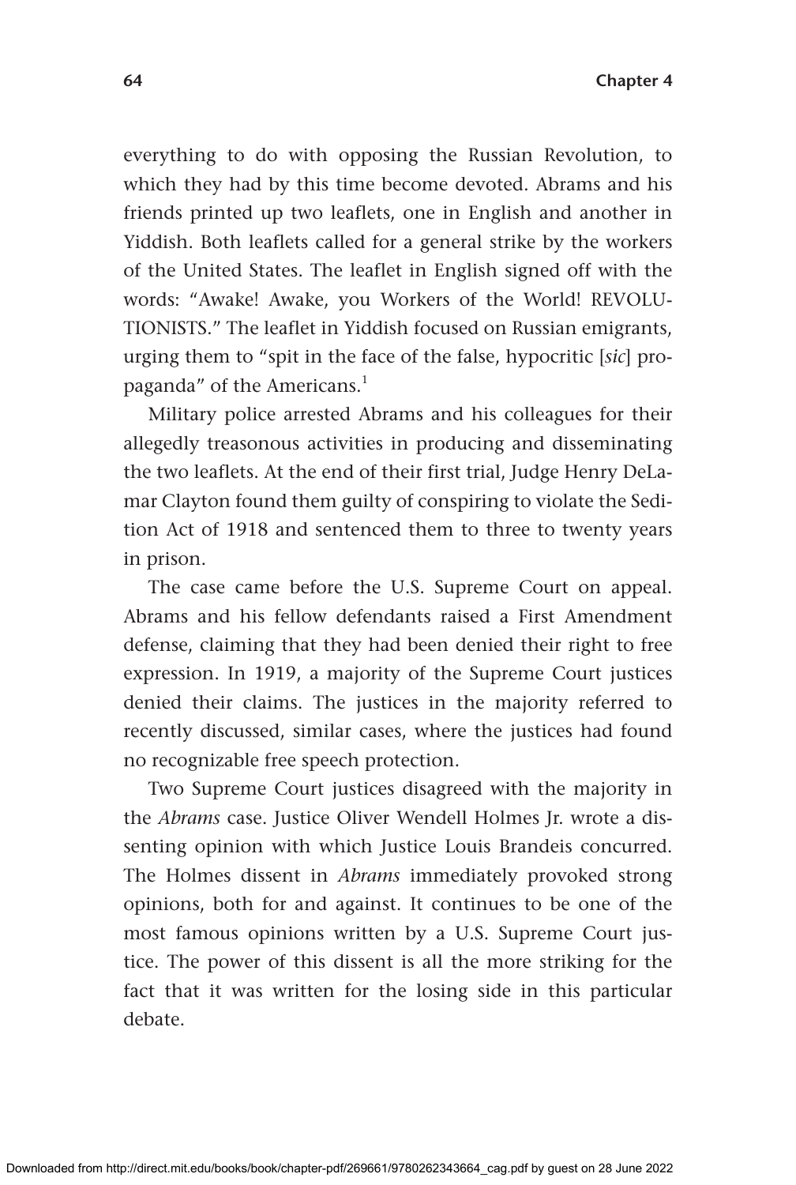everything to do with opposing the Russian Revolution, to which they had by this time become devoted. Abrams and his friends printed up two leaflets, one in English and another in Yiddish. Both leaflets called for a general strike by the workers of the United States. The leaflet in English signed off with the words: "Awake! Awake, you Workers of the World! REVOLUTIONISTS." The leaflet in Yiddish focused on Russian emigrants, urging them to "spit in the face of the false, hypocritic [*sic*] propaganda" of the Americans.[1]

Military police arrested Abrams and his colleagues for their allegedly treasonous activities in producing and disseminating the two leaflets. At the end of their first trial, Judge Henry DeLamar Clayton found them guilty of conspiring to violate the Sedition Act of 1918 and sentenced them to three to twenty years in prison.

The case came before the U.S. Supreme Court on appeal. Abrams and his fellow defendants raised a First Amendment defense, claiming that they had been denied their right to free expression. In 1919, a majority of the Supreme Court justices denied their claims. The justices in the majority referred to recently discussed, similar cases, where the justices had found no recognizable free speech protection.

Two Supreme Court justices disagreed with the majority in the *Abrams* case. Justice Oliver Wendell Holmes Jr. wrote a dissenting opinion with which Justice Louis Brandeis concurred. The Holmes dissent in *Abrams* immediately provoked strong opinions, both for and against. It continues to be one of the most famous opinions written by a U.S. Supreme Court justice. The power of this dissent is all the more striking for the fact that it was written for the losing side in this particular debate.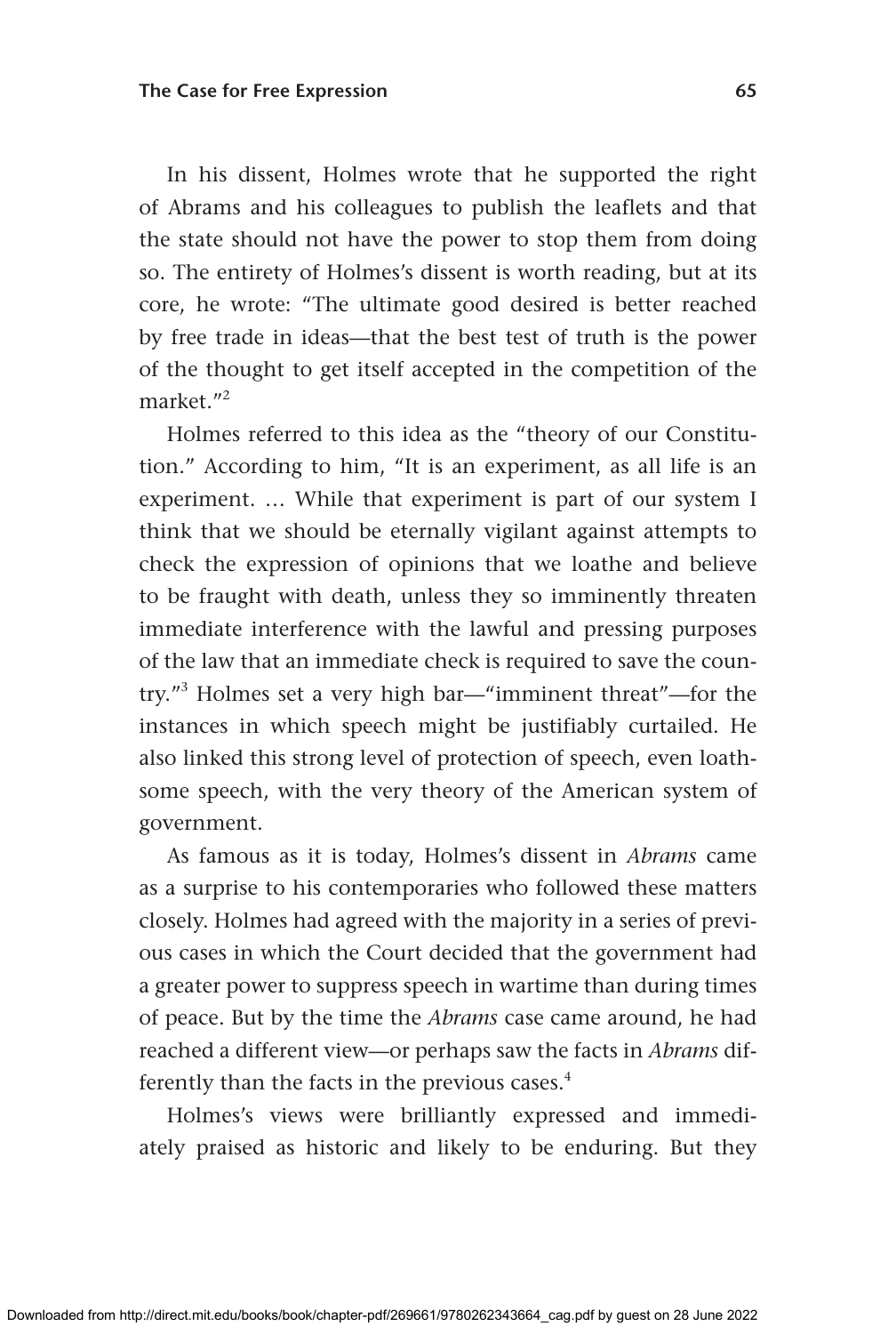In his dissent, Holmes wrote that he supported the right of Abrams and his colleagues to publish the leaflets and that the state should not have the power to stop them from doing so. The entirety of Holmes's dissent is worth reading, but at its core, he wrote: "The ultimate good desired is better reached by free trade in ideas—that the best test of truth is the power of the thought to get itself accepted in the competition of the market."[2]

Holmes referred to this idea as the "theory of our Constitution." According to him, "It is an experiment, as all life is an experiment. … While that experiment is part of our system I think that we should be eternally vigilant against attempts to check the expression of opinions that we loathe and believe to be fraught with death, unless they so imminently threaten immediate interference with the lawful and pressing purposes of the law that an immediate check is required to save the country."[3] Holmes set a very high bar—"imminent threat"—for the instances in which speech might be justifiably curtailed. He also linked this strong level of protection of speech, even loathsome speech, with the very theory of the American system of government.

As famous as it is today, Holmes's dissent in *Abrams* came as a surprise to his contemporaries who followed these matters closely. Holmes had agreed with the majority in a series of previous cases in which the Court decided that the government had a greater power to suppress speech in wartime than during times of peace. But by the time the *Abrams* case came around, he had reached a different view—or perhaps saw the facts in *Abrams* differently than the facts in the previous cases.[4]

Holmes's views were brilliantly expressed and immediately praised as historic and likely to be enduring. But they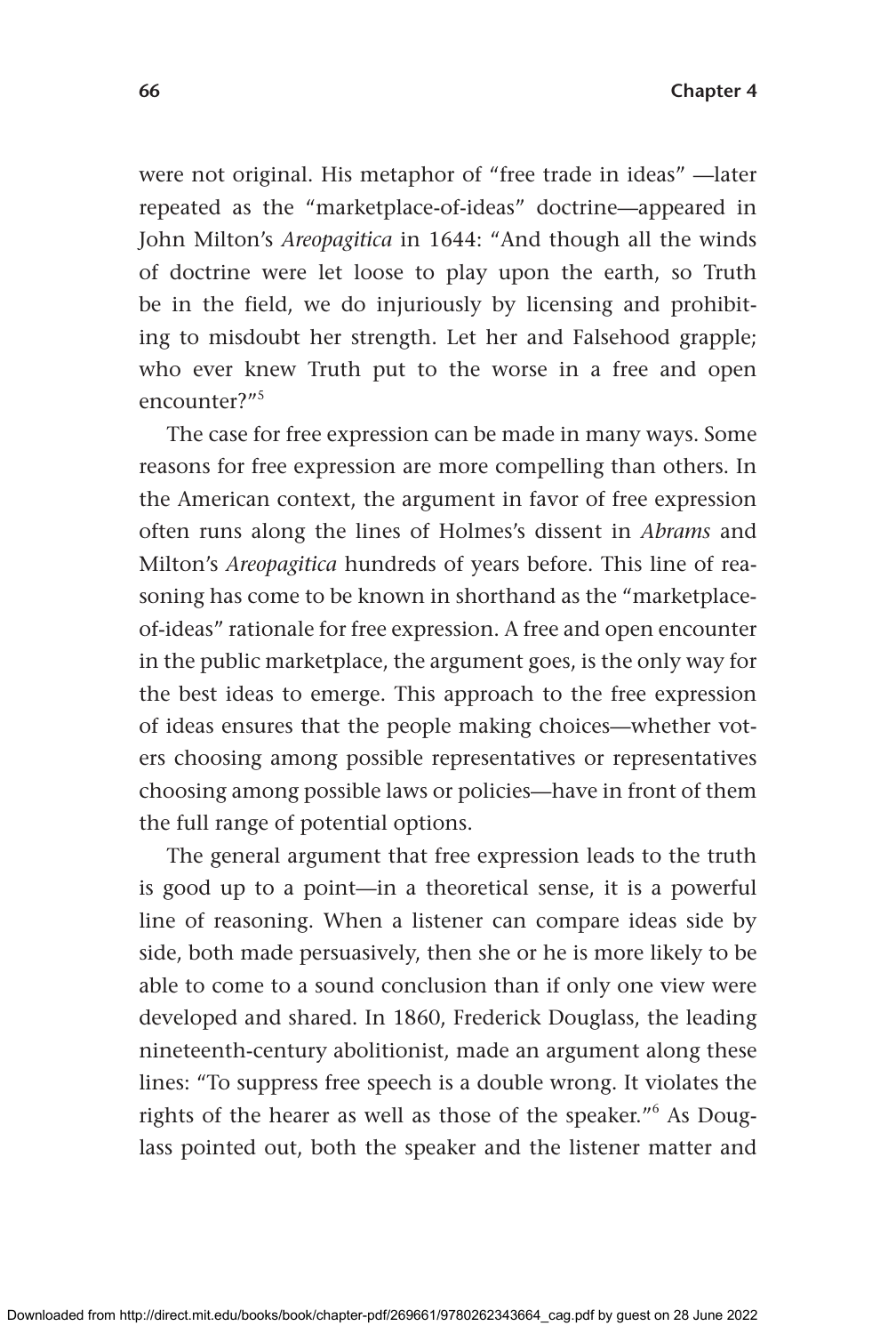were not original. His metaphor of "free trade in ideas" —later repeated as the "marketplace-of-ideas" doctrine—appeared in John Milton's *Areopagitica* in 1644: "And though all the winds of doctrine were let loose to play upon the earth, so Truth be in the field, we do injuriously by licensing and prohibiting to misdoubt her strength. Let her and Falsehood grapple; who ever knew Truth put to the worse in a free and open encounter?"[5]

The case for free expression can be made in many ways. Some reasons for free expression are more compelling than others. In the American context, the argument in favor of free expression often runs along the lines of Holmes's dissent in *Abrams* and Milton's *Areopagitica* hundreds of years before. This line of reasoning has come to be known in shorthand as the "marketplace-of-ideas" rationale for free expression. A free and open encounter in the public marketplace, the argument goes, is the only way for the best ideas to emerge. This approach to the free expression of ideas ensures that the people making choices—whether voters choosing among possible representatives or representatives choosing among possible laws or policies—have in front of them the full range of potential options.

The general argument that free expression leads to the truth is good up to a point—in a theoretical sense, it is a powerful line of reasoning. When a listener can compare ideas side by side, both made persuasively, then she or he is more likely to be able to come to a sound conclusion than if only one view were developed and shared. In 1860, Frederick Douglass, the leading nineteenth-century abolitionist, made an argument along these lines: "To suppress free speech is a double wrong. It violates the rights of the hearer as well as those of the speaker."[6] As Douglass pointed out, both the speaker and the listener matter and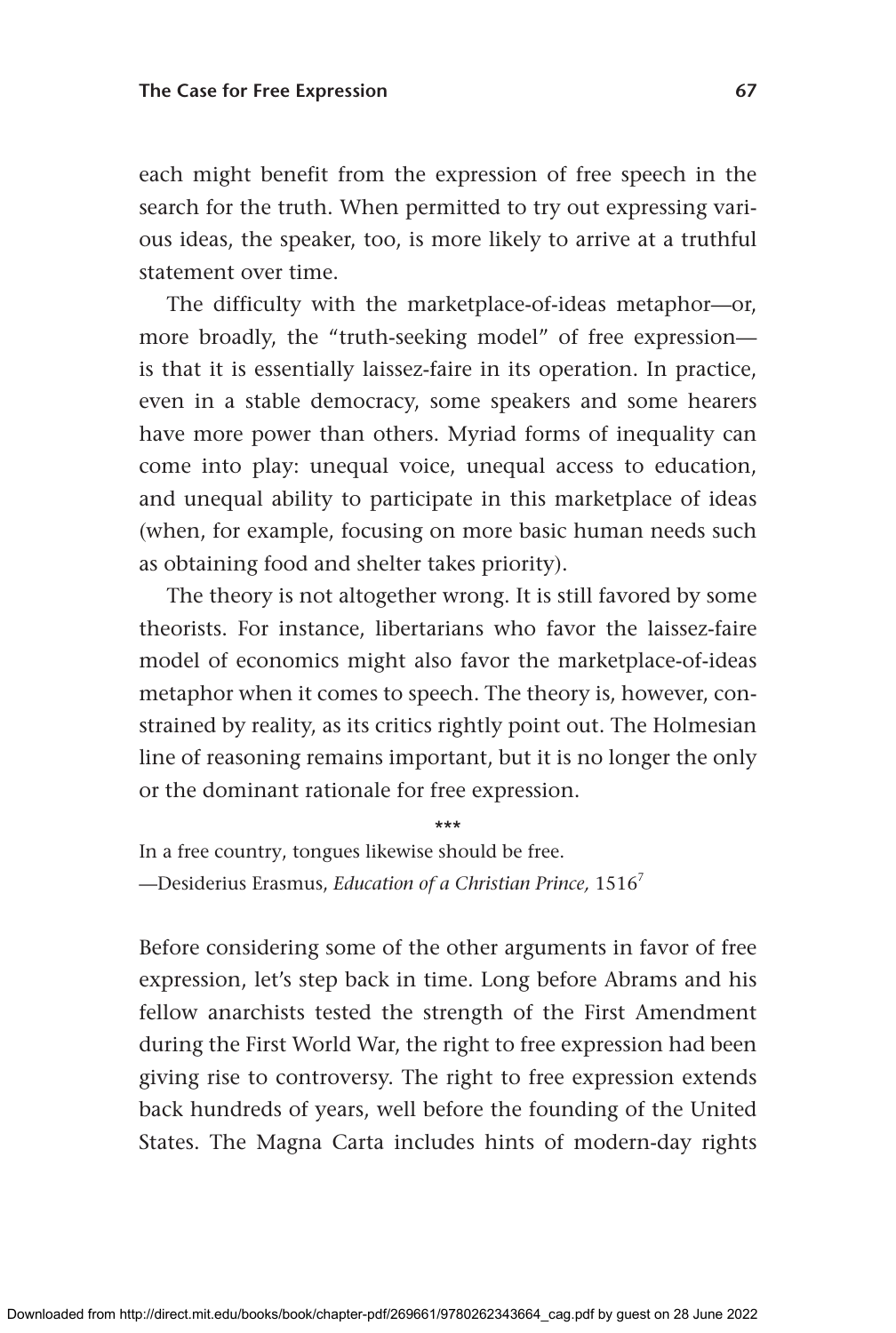each might benefit from the expression of free speech in the search for the truth. When permitted to try out expressing various ideas, the speaker, too, is more likely to arrive at a truthful statement over time.

The difficulty with the marketplace-of-ideas metaphor—or, more broadly, the "truth-seeking model" of free expression—is that it is essentially laissez-faire in its operation. In practice, even in a stable democracy, some speakers and some hearers have more power than others. Myriad forms of inequality can come into play: unequal voice, unequal access to education, and unequal ability to participate in this marketplace of ideas (when, for example, focusing on more basic human needs such as obtaining food and shelter takes priority).

The theory is not altogether wrong. It is still favored by some theorists. For instance, libertarians who favor the laissez-faire model of economics might also favor the marketplace-of-ideas metaphor when it comes to speech. The theory is, however, constrained by reality, as its critics rightly point out. The Holmesian line of reasoning remains important, but it is no longer the only or the dominant rationale for free expression.

***

In a free country, tongues likewise should be free.
—Desiderius Erasmus, *Education of a Christian Prince,* 1516[7]

Before considering some of the other arguments in favor of free expression, let's step back in time. Long before Abrams and his fellow anarchists tested the strength of the First Amendment during the First World War, the right to free expression had been giving rise to controversy. The right to free expression extends back hundreds of years, well before the founding of the United States. The Magna Carta includes hints of modern-day rights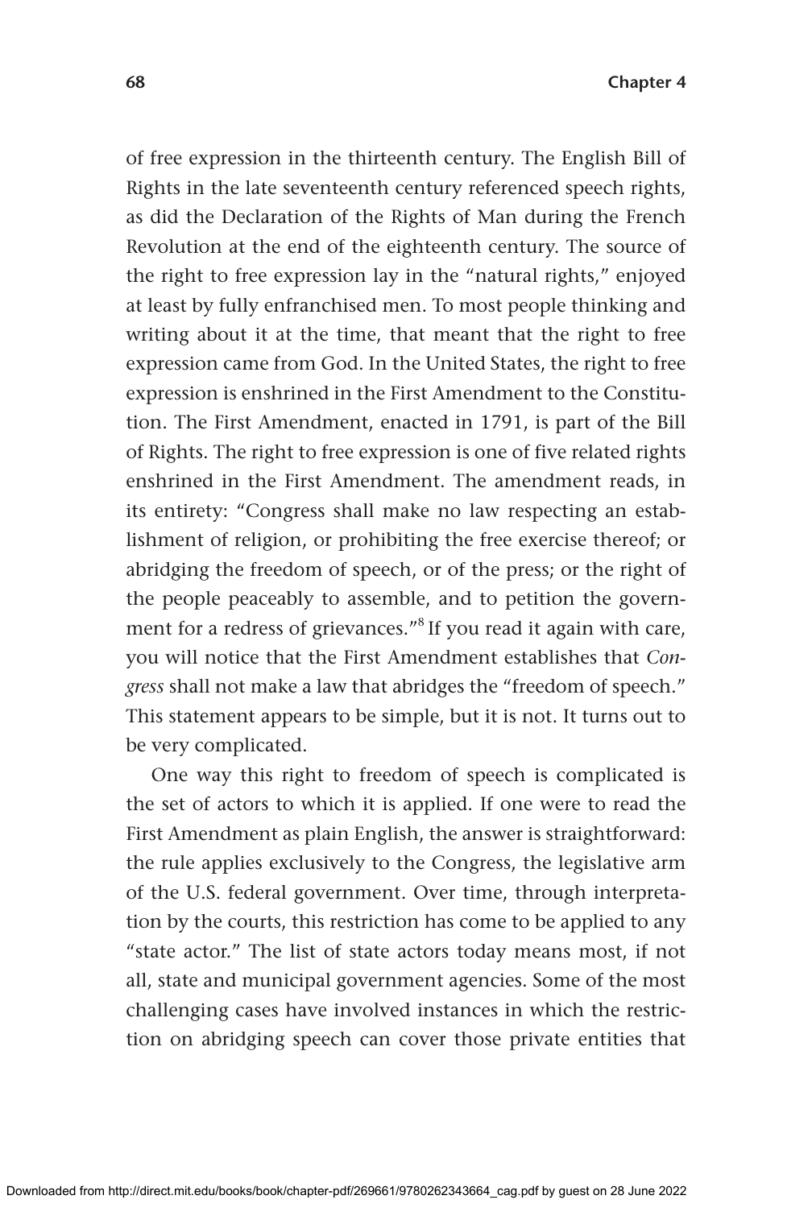of free expression in the thirteenth century. The English Bill of Rights in the late seventeenth century referenced speech rights, as did the Declaration of the Rights of Man during the French Revolution at the end of the eighteenth century. The source of the right to free expression lay in the "natural rights," enjoyed at least by fully enfranchised men. To most people thinking and writing about it at the time, that meant that the right to free expression came from God. In the United States, the right to free expression is enshrined in the First Amendment to the Constitution. The First Amendment, enacted in 1791, is part of the Bill of Rights. The right to free expression is one of five related rights enshrined in the First Amendment. The amendment reads, in its entirety: "Congress shall make no law respecting an establishment of religion, or prohibiting the free exercise thereof; or abridging the freedom of speech, or of the press; or the right of the people peaceably to assemble, and to petition the government for a redress of grievances."[8] If you read it again with care, you will notice that the First Amendment establishes that *Congress* shall not make a law that abridges the "freedom of speech." This statement appears to be simple, but it is not. It turns out to be very complicated.

One way this right to freedom of speech is complicated is the set of actors to which it is applied. If one were to read the First Amendment as plain English, the answer is straightforward: the rule applies exclusively to the Congress, the legislative arm of the U.S. federal government. Over time, through interpretation by the courts, this restriction has come to be applied to any "state actor." The list of state actors today means most, if not all, state and municipal government agencies. Some of the most challenging cases have involved instances in which the restriction on abridging speech can cover those private entities that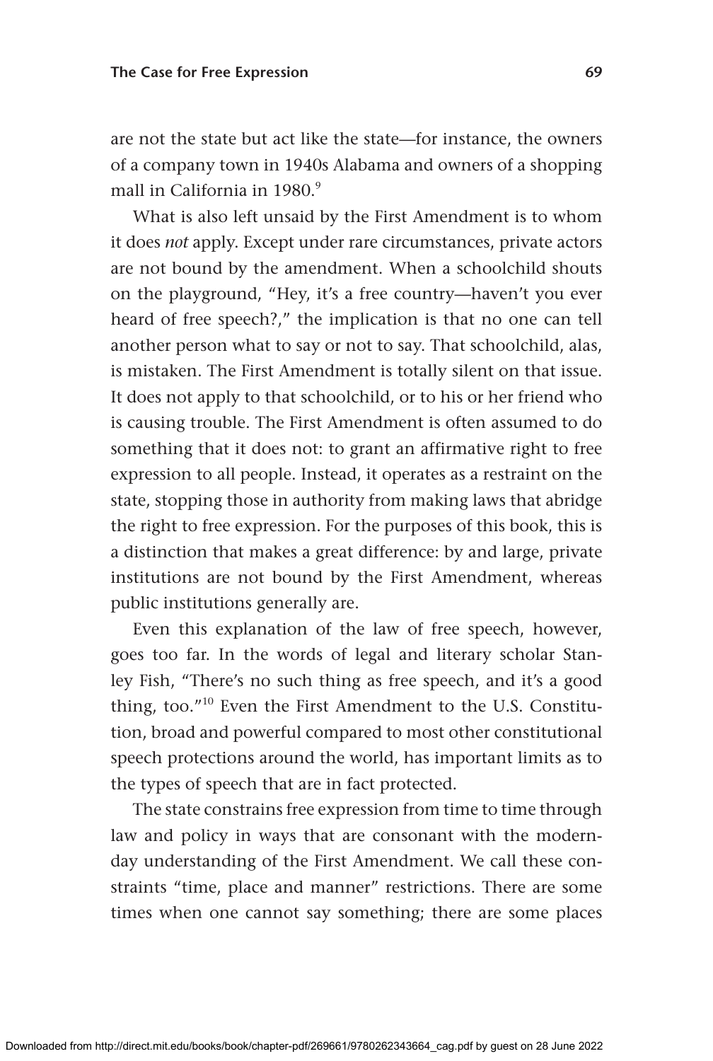are not the state but act like the state—for instance, the owners of a company town in 1940s Alabama and owners of a shopping mall in California in 1980.[9]

What is also left unsaid by the First Amendment is to whom it does *not* apply. Except under rare circumstances, private actors are not bound by the amendment. When a schoolchild shouts on the playground, "Hey, it's a free country—haven't you ever heard of free speech?," the implication is that no one can tell another person what to say or not to say. That schoolchild, alas, is mistaken. The First Amendment is totally silent on that issue. It does not apply to that schoolchild, or to his or her friend who is causing trouble. The First Amendment is often assumed to do something that it does not: to grant an affirmative right to free expression to all people. Instead, it operates as a restraint on the state, stopping those in authority from making laws that abridge the right to free expression. For the purposes of this book, this is a distinction that makes a great difference: by and large, private institutions are not bound by the First Amendment, whereas public institutions generally are.

Even this explanation of the law of free speech, however, goes too far. In the words of legal and literary scholar Stanley Fish, "There's no such thing as free speech, and it's a good thing, too."[10] Even the First Amendment to the U.S. Constitution, broad and powerful compared to most other constitutional speech protections around the world, has important limits as to the types of speech that are in fact protected.

The state constrains free expression from time to time through law and policy in ways that are consonant with the modern-day understanding of the First Amendment. We call these constraints "time, place and manner" restrictions. There are some times when one cannot say something; there are some places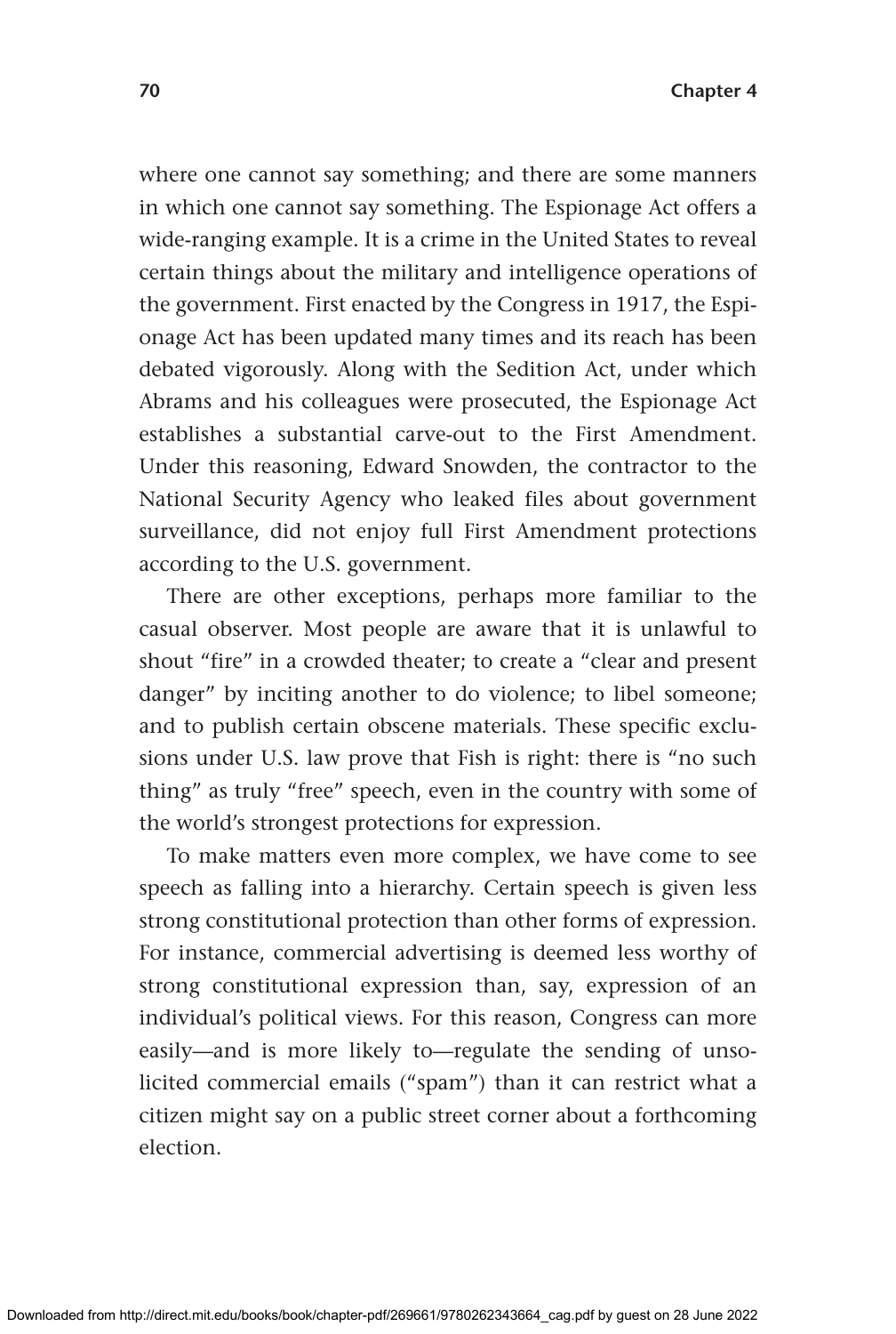where one cannot say something; and there are some manners in which one cannot say something. The Espionage Act offers a wide-ranging example. It is a crime in the United States to reveal certain things about the military and intelligence operations of the government. First enacted by the Congress in 1917, the Espionage Act has been updated many times and its reach has been debated vigorously. Along with the Sedition Act, under which Abrams and his colleagues were prosecuted, the Espionage Act establishes a substantial carve-out to the First Amendment. Under this reasoning, Edward Snowden, the contractor to the National Security Agency who leaked files about government surveillance, did not enjoy full First Amendment protections according to the U.S. government.

There are other exceptions, perhaps more familiar to the casual observer. Most people are aware that it is unlawful to shout "fire" in a crowded theater; to create a "clear and present danger" by inciting another to do violence; to libel someone; and to publish certain obscene materials. These specific exclusions under U.S. law prove that Fish is right: there is "no such thing" as truly "free" speech, even in the country with some of the world's strongest protections for expression.

To make matters even more complex, we have come to see speech as falling into a hierarchy. Certain speech is given less strong constitutional protection than other forms of expression. For instance, commercial advertising is deemed less worthy of strong constitutional expression than, say, expression of an individual's political views. For this reason, Congress can more easily—and is more likely to—regulate the sending of unsolicited commercial emails ("spam") than it can restrict what a citizen might say on a public street corner about a forthcoming election.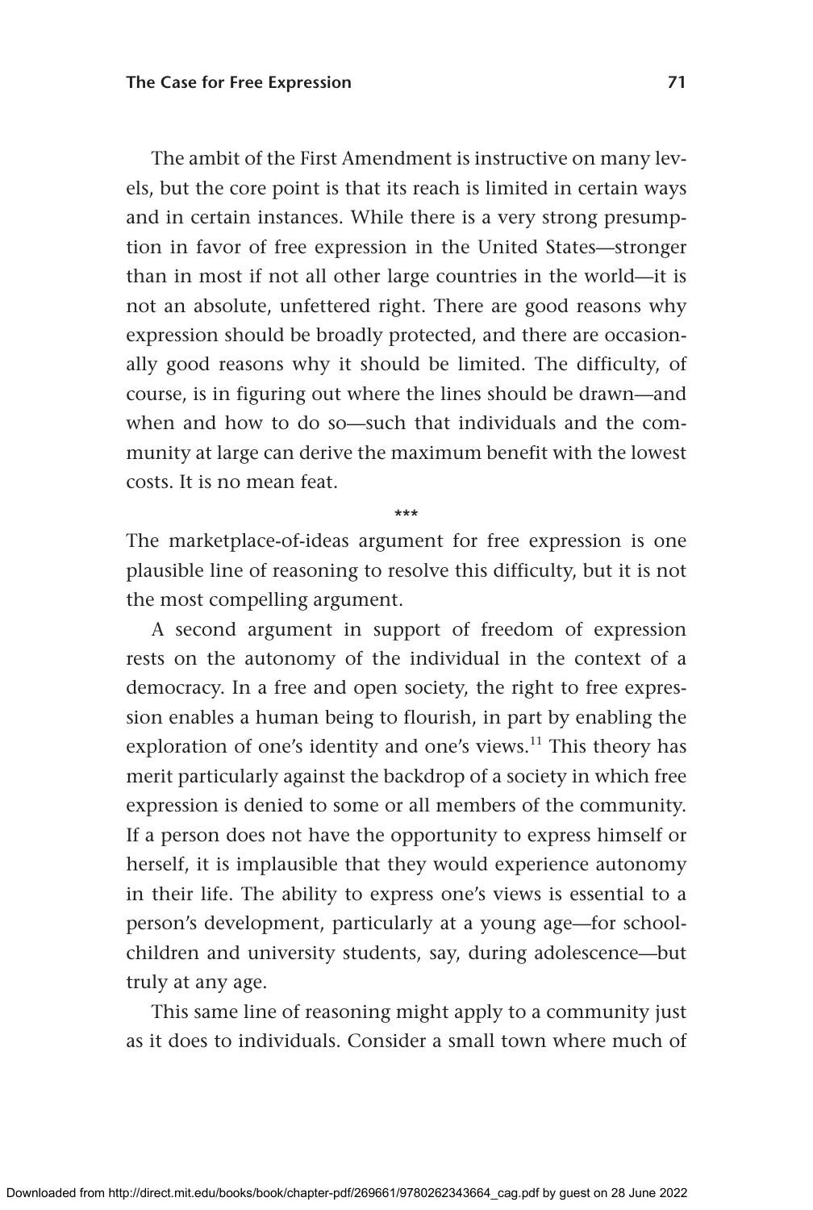The ambit of the First Amendment is instructive on many levels, but the core point is that its reach is limited in certain ways and in certain instances. While there is a very strong presumption in favor of free expression in the United States—stronger than in most if not all other large countries in the world—it is not an absolute, unfettered right. There are good reasons why expression should be broadly protected, and there are occasionally good reasons why it should be limited. The difficulty, of course, is in figuring out where the lines should be drawn—and when and how to do so—such that individuals and the community at large can derive the maximum benefit with the lowest costs. It is no mean feat.

***

The marketplace-of-ideas argument for free expression is one plausible line of reasoning to resolve this difficulty, but it is not the most compelling argument.

A second argument in support of freedom of expression rests on the autonomy of the individual in the context of a democracy. In a free and open society, the right to free expression enables a human being to flourish, in part by enabling the exploration of one's identity and one's views.[11] This theory has merit particularly against the backdrop of a society in which free expression is denied to some or all members of the community. If a person does not have the opportunity to express himself or herself, it is implausible that they would experience autonomy in their life. The ability to express one's views is essential to a person's development, particularly at a young age—for schoolchildren and university students, say, during adolescence—but truly at any age.

This same line of reasoning might apply to a community just as it does to individuals. Consider a small town where much of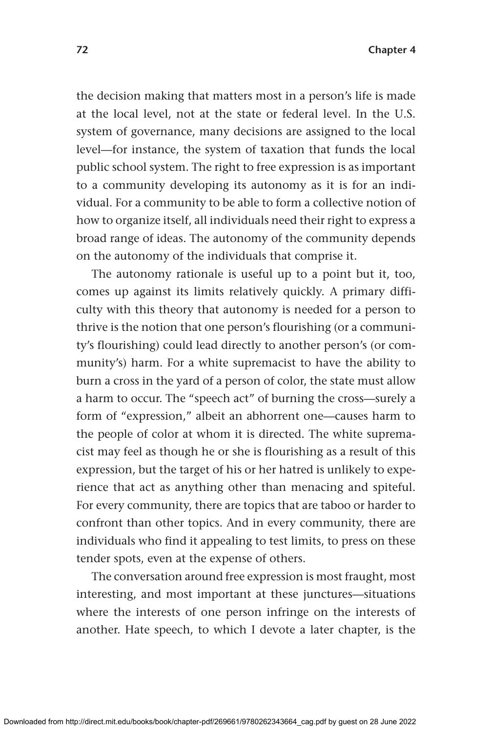the decision making that matters most in a person's life is made at the local level, not at the state or federal level. In the U.S. system of governance, many decisions are assigned to the local level—for instance, the system of taxation that funds the local public school system. The right to free expression is as important to a community developing its autonomy as it is for an individual. For a community to be able to form a collective notion of how to organize itself, all individuals need their right to express a broad range of ideas. The autonomy of the community depends on the autonomy of the individuals that comprise it.

The autonomy rationale is useful up to a point but it, too, comes up against its limits relatively quickly. A primary difficulty with this theory that autonomy is needed for a person to thrive is the notion that one person's flourishing (or a community's flourishing) could lead directly to another person's (or community's) harm. For a white supremacist to have the ability to burn a cross in the yard of a person of color, the state must allow a harm to occur. The "speech act" of burning the cross—surely a form of "expression," albeit an abhorrent one—causes harm to the people of color at whom it is directed. The white supremacist may feel as though he or she is flourishing as a result of this expression, but the target of his or her hatred is unlikely to experience that act as anything other than menacing and spiteful. For every community, there are topics that are taboo or harder to confront than other topics. And in every community, there are individuals who find it appealing to test limits, to press on these tender spots, even at the expense of others.

The conversation around free expression is most fraught, most interesting, and most important at these junctures—situations where the interests of one person infringe on the interests of another. Hate speech, to which I devote a later chapter, is the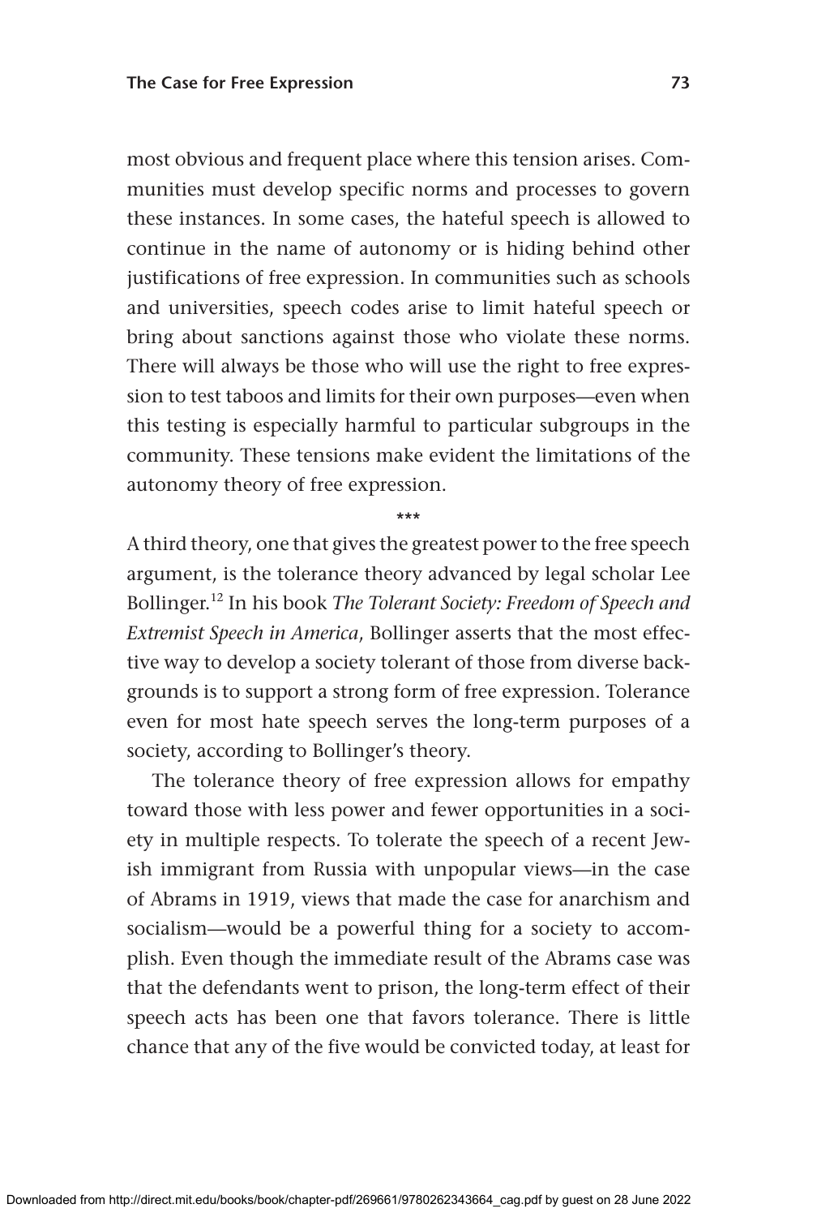most obvious and frequent place where this tension arises. Communities must develop specific norms and processes to govern these instances. In some cases, the hateful speech is allowed to continue in the name of autonomy or is hiding behind other justifications of free expression. In communities such as schools and universities, speech codes arise to limit hateful speech or bring about sanctions against those who violate these norms. There will always be those who will use the right to free expression to test taboos and limits for their own purposes—even when this testing is especially harmful to particular subgroups in the community. These tensions make evident the limitations of the autonomy theory of free expression.

***

A third theory, one that gives the greatest power to the free speech argument, is the tolerance theory advanced by legal scholar Lee Bollinger.[12] In his book *The Tolerant Society: Freedom of Speech and Extremist Speech in America*, Bollinger asserts that the most effective way to develop a society tolerant of those from diverse backgrounds is to support a strong form of free expression. Tolerance even for most hate speech serves the long-term purposes of a society, according to Bollinger's theory.

The tolerance theory of free expression allows for empathy toward those with less power and fewer opportunities in a society in multiple respects. To tolerate the speech of a recent Jewish immigrant from Russia with unpopular views—in the case of Abrams in 1919, views that made the case for anarchism and socialism—would be a powerful thing for a society to accomplish. Even though the immediate result of the Abrams case was that the defendants went to prison, the long-term effect of their speech acts has been one that favors tolerance. There is little chance that any of the five would be convicted today, at least for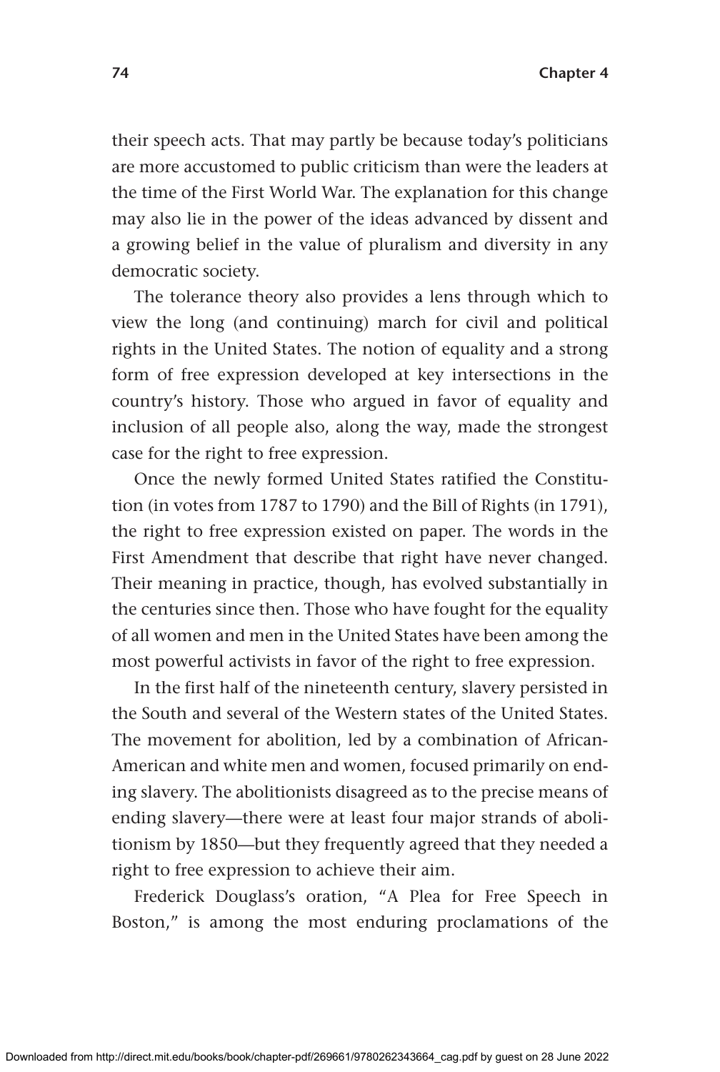their speech acts. That may partly be because today's politicians are more accustomed to public criticism than were the leaders at the time of the First World War. The explanation for this change may also lie in the power of the ideas advanced by dissent and a growing belief in the value of pluralism and diversity in any democratic society.

The tolerance theory also provides a lens through which to view the long (and continuing) march for civil and political rights in the United States. The notion of equality and a strong form of free expression developed at key intersections in the country's history. Those who argued in favor of equality and inclusion of all people also, along the way, made the strongest case for the right to free expression.

Once the newly formed United States ratified the Constitution (in votes from 1787 to 1790) and the Bill of Rights (in 1791), the right to free expression existed on paper. The words in the First Amendment that describe that right have never changed. Their meaning in practice, though, has evolved substantially in the centuries since then. Those who have fought for the equality of all women and men in the United States have been among the most powerful activists in favor of the right to free expression.

In the first half of the nineteenth century, slavery persisted in the South and several of the Western states of the United States. The movement for abolition, led by a combination of African-American and white men and women, focused primarily on ending slavery. The abolitionists disagreed as to the precise means of ending slavery—there were at least four major strands of abolitionism by 1850—but they frequently agreed that they needed a right to free expression to achieve their aim.

Frederick Douglass's oration, "A Plea for Free Speech in Boston," is among the most enduring proclamations of the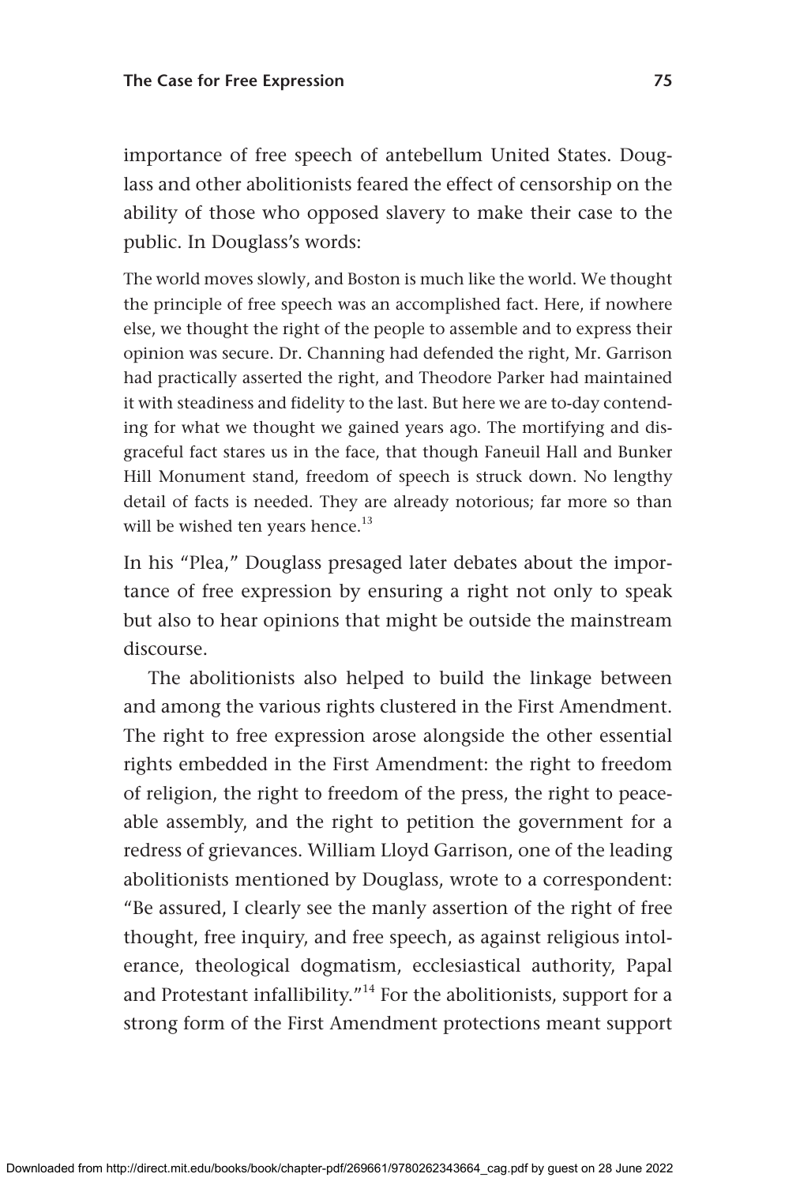importance of free speech of antebellum United States. Douglass and other abolitionists feared the effect of censorship on the ability of those who opposed slavery to make their case to the public. In Douglass's words:

> The world moves slowly, and Boston is much like the world. We thought the principle of free speech was an accomplished fact. Here, if nowhere else, we thought the right of the people to assemble and to express their opinion was secure. Dr. Channing had defended the right, Mr. Garrison had practically asserted the right, and Theodore Parker had maintained it with steadiness and fidelity to the last. But here we are to-day contending for what we thought we gained years ago. The mortifying and disgraceful fact stares us in the face, that though Faneuil Hall and Bunker Hill Monument stand, freedom of speech is struck down. No lengthy detail of facts is needed. They are already notorious; far more so than will be wished ten years hence.[13]

In his "Plea," Douglass presaged later debates about the importance of free expression by ensuring a right not only to speak but also to hear opinions that might be outside the mainstream discourse.

The abolitionists also helped to build the linkage between and among the various rights clustered in the First Amendment. The right to free expression arose alongside the other essential rights embedded in the First Amendment: the right to freedom of religion, the right to freedom of the press, the right to peaceable assembly, and the right to petition the government for a redress of grievances. William Lloyd Garrison, one of the leading abolitionists mentioned by Douglass, wrote to a correspondent: "Be assured, I clearly see the manly assertion of the right of free thought, free inquiry, and free speech, as against religious intolerance, theological dogmatism, ecclesiastical authority, Papal and Protestant infallibility."[14] For the abolitionists, support for a strong form of the First Amendment protections meant support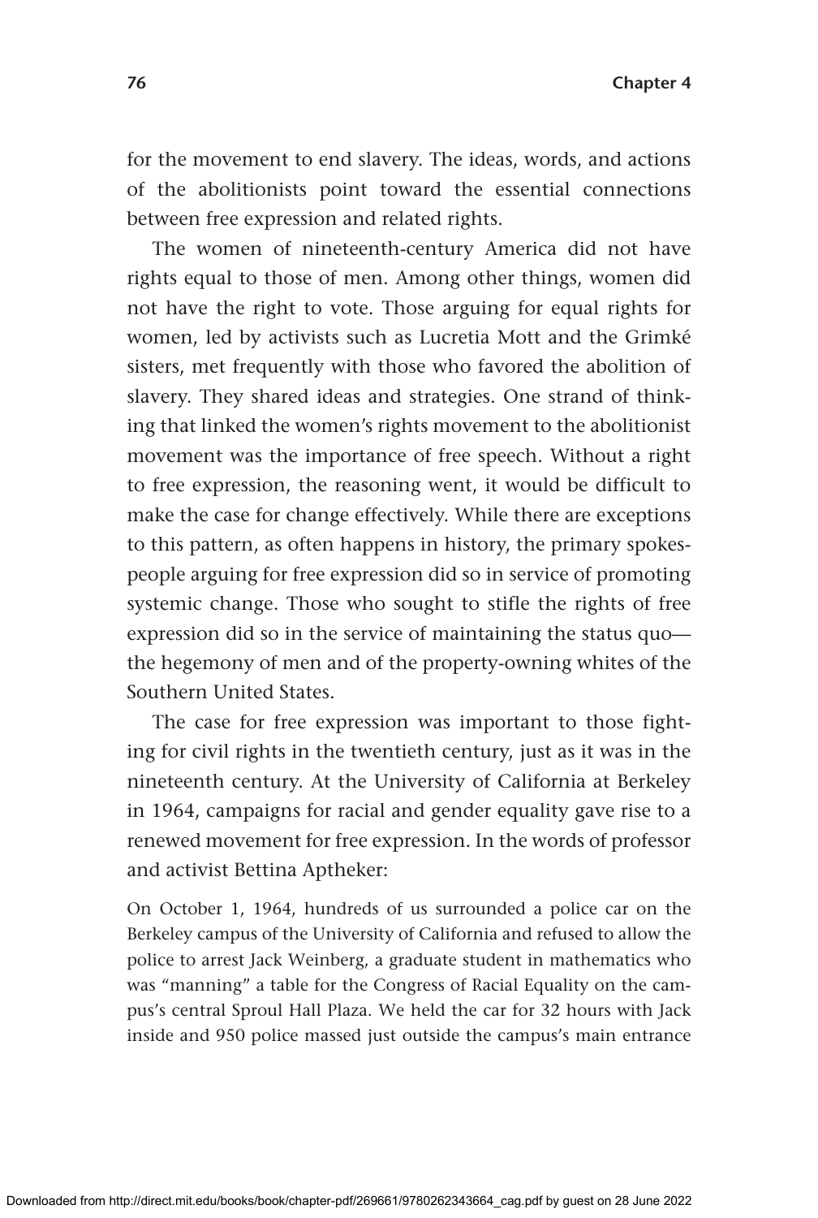for the movement to end slavery. The ideas, words, and actions of the abolitionists point toward the essential connections between free expression and related rights.

The women of nineteenth-century America did not have rights equal to those of men. Among other things, women did not have the right to vote. Those arguing for equal rights for women, led by activists such as Lucretia Mott and the Grimké sisters, met frequently with those who favored the abolition of slavery. They shared ideas and strategies. One strand of thinking that linked the women's rights movement to the abolitionist movement was the importance of free speech. Without a right to free expression, the reasoning went, it would be difficult to make the case for change effectively. While there are exceptions to this pattern, as often happens in history, the primary spokespeople arguing for free expression did so in service of promoting systemic change. Those who sought to stifle the rights of free expression did so in the service of maintaining the status quo—the hegemony of men and of the property-owning whites of the Southern United States.

The case for free expression was important to those fighting for civil rights in the twentieth century, just as it was in the nineteenth century. At the University of California at Berkeley in 1964, campaigns for racial and gender equality gave rise to a renewed movement for free expression. In the words of professor and activist Bettina Aptheker:

> On October 1, 1964, hundreds of us surrounded a police car on the Berkeley campus of the University of California and refused to allow the police to arrest Jack Weinberg, a graduate student in mathematics who was "manning" a table for the Congress of Racial Equality on the campus's central Sproul Hall Plaza. We held the car for 32 hours with Jack inside and 950 police massed just outside the campus's main entrance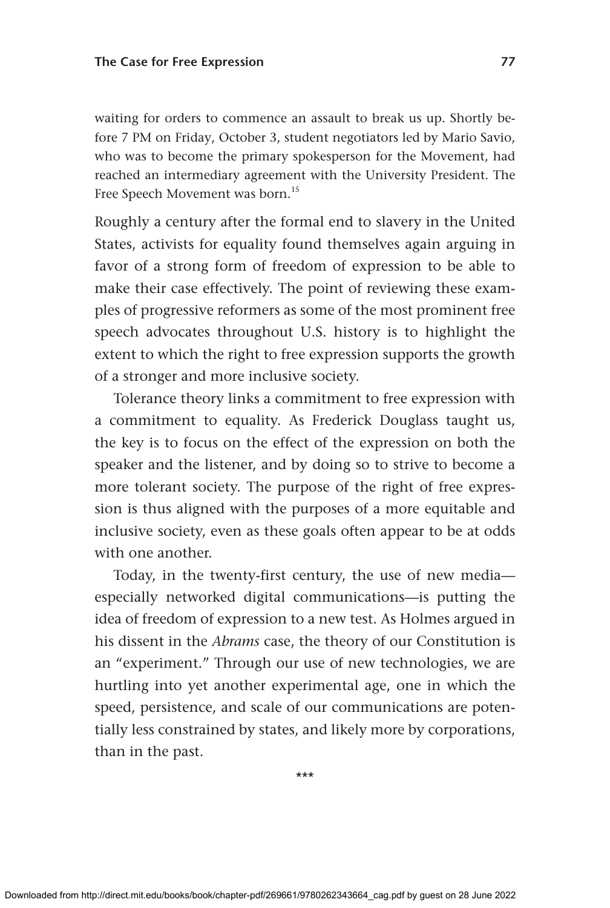waiting for orders to commence an assault to break us up. Shortly before 7 PM on Friday, October 3, student negotiators led by Mario Savio, who was to become the primary spokesperson for the Movement, had reached an intermediary agreement with the University President. The Free Speech Movement was born.[15]

Roughly a century after the formal end to slavery in the United States, activists for equality found themselves again arguing in favor of a strong form of freedom of expression to be able to make their case effectively. The point of reviewing these examples of progressive reformers as some of the most prominent free speech advocates throughout U.S. history is to highlight the extent to which the right to free expression supports the growth of a stronger and more inclusive society.

Tolerance theory links a commitment to free expression with a commitment to equality. As Frederick Douglass taught us, the key is to focus on the effect of the expression on both the speaker and the listener, and by doing so to strive to become a more tolerant society. The purpose of the right of free expression is thus aligned with the purposes of a more equitable and inclusive society, even as these goals often appear to be at odds with one another.

Today, in the twenty-first century, the use of new media—especially networked digital communications—is putting the idea of freedom of expression to a new test. As Holmes argued in his dissent in the *Abrams* case, the theory of our Constitution is an "experiment." Through our use of new technologies, we are hurtling into yet another experimental age, one in which the speed, persistence, and scale of our communications are potentially less constrained by states, and likely more by corporations, than in the past.

***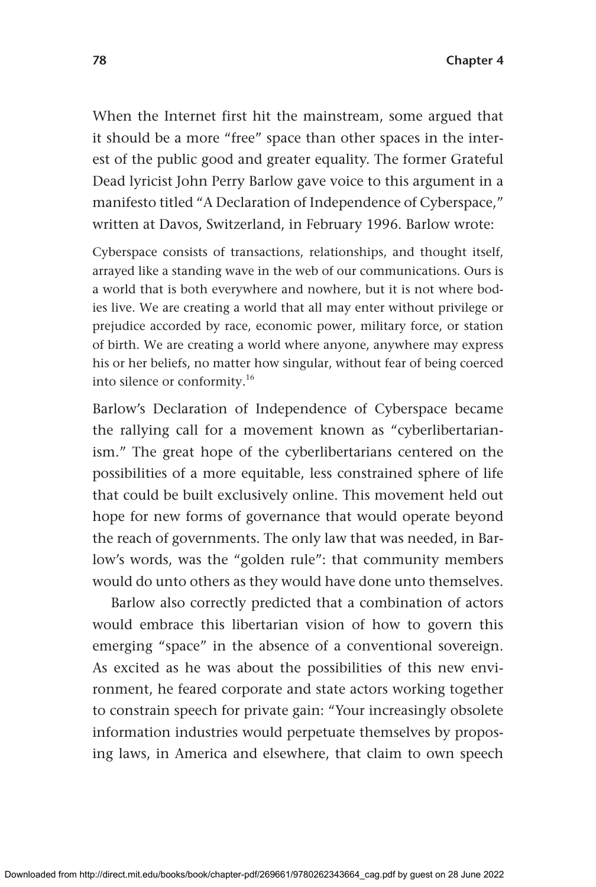When the Internet first hit the mainstream, some argued that it should be a more "free" space than other spaces in the interest of the public good and greater equality. The former Grateful Dead lyricist John Perry Barlow gave voice to this argument in a manifesto titled "A Declaration of Independence of Cyberspace," written at Davos, Switzerland, in February 1996. Barlow wrote:

> Cyberspace consists of transactions, relationships, and thought itself, arrayed like a standing wave in the web of our communications. Ours is a world that is both everywhere and nowhere, but it is not where bodies live. We are creating a world that all may enter without privilege or prejudice accorded by race, economic power, military force, or station of birth. We are creating a world where anyone, anywhere may express his or her beliefs, no matter how singular, without fear of being coerced into silence or conformity.[16]

Barlow's Declaration of Independence of Cyberspace became the rallying call for a movement known as "cyberlibertarianism." The great hope of the cyberlibertarians centered on the possibilities of a more equitable, less constrained sphere of life that could be built exclusively online. This movement held out hope for new forms of governance that would operate beyond the reach of governments. The only law that was needed, in Barlow's words, was the "golden rule": that community members would do unto others as they would have done unto themselves.

Barlow also correctly predicted that a combination of actors would embrace this libertarian vision of how to govern this emerging "space" in the absence of a conventional sovereign. As excited as he was about the possibilities of this new environment, he feared corporate and state actors working together to constrain speech for private gain: "Your increasingly obsolete information industries would perpetuate themselves by proposing laws, in America and elsewhere, that claim to own speech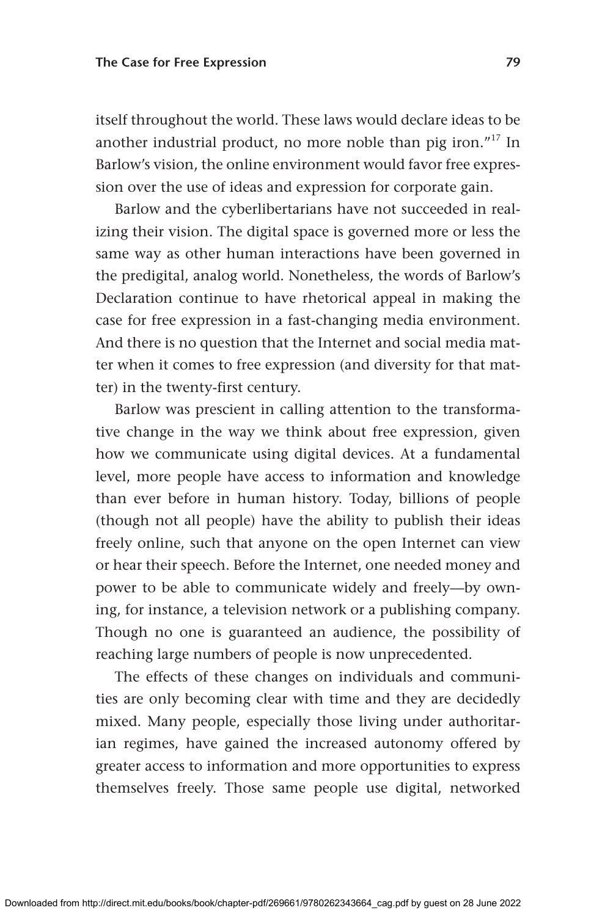itself throughout the world. These laws would declare ideas to be another industrial product, no more noble than pig iron."[17] In Barlow's vision, the online environment would favor free expression over the use of ideas and expression for corporate gain.

Barlow and the cyberlibertarians have not succeeded in realizing their vision. The digital space is governed more or less the same way as other human interactions have been governed in the predigital, analog world. Nonetheless, the words of Barlow's Declaration continue to have rhetorical appeal in making the case for free expression in a fast-changing media environment. And there is no question that the Internet and social media matter when it comes to free expression (and diversity for that matter) in the twenty-first century.

Barlow was prescient in calling attention to the transformative change in the way we think about free expression, given how we communicate using digital devices. At a fundamental level, more people have access to information and knowledge than ever before in human history. Today, billions of people (though not all people) have the ability to publish their ideas freely online, such that anyone on the open Internet can view or hear their speech. Before the Internet, one needed money and power to be able to communicate widely and freely—by owning, for instance, a television network or a publishing company. Though no one is guaranteed an audience, the possibility of reaching large numbers of people is now unprecedented.

The effects of these changes on individuals and communities are only becoming clear with time and they are decidedly mixed. Many people, especially those living under authoritarian regimes, have gained the increased autonomy offered by greater access to information and more opportunities to express themselves freely. Those same people use digital, networked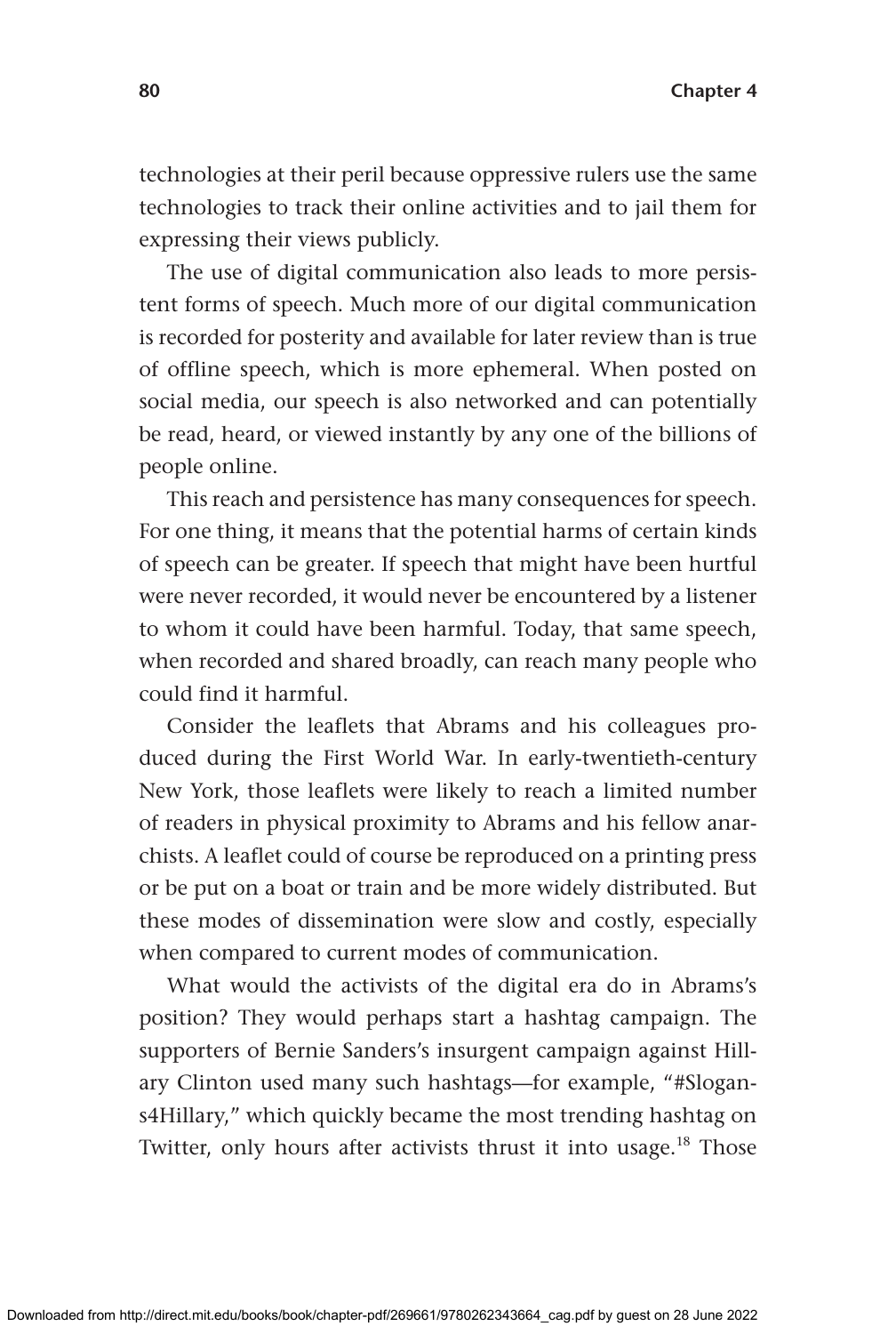technologies at their peril because oppressive rulers use the same technologies to track their online activities and to jail them for expressing their views publicly.

The use of digital communication also leads to more persistent forms of speech. Much more of our digital communication is recorded for posterity and available for later review than is true of offline speech, which is more ephemeral. When posted on social media, our speech is also networked and can potentially be read, heard, or viewed instantly by any one of the billions of people online.

This reach and persistence has many consequences for speech. For one thing, it means that the potential harms of certain kinds of speech can be greater. If speech that might have been hurtful were never recorded, it would never be encountered by a listener to whom it could have been harmful. Today, that same speech, when recorded and shared broadly, can reach many people who could find it harmful.

Consider the leaflets that Abrams and his colleagues produced during the First World War. In early-twentieth-century New York, those leaflets were likely to reach a limited number of readers in physical proximity to Abrams and his fellow anarchists. A leaflet could of course be reproduced on a printing press or be put on a boat or train and be more widely distributed. But these modes of dissemination were slow and costly, especially when compared to current modes of communication.

What would the activists of the digital era do in Abrams's position? They would perhaps start a hashtag campaign. The supporters of Bernie Sanders's insurgent campaign against Hillary Clinton used many such hashtags—for example, "#Slogans4Hillary," which quickly became the most trending hashtag on Twitter, only hours after activists thrust it into usage.[18] Those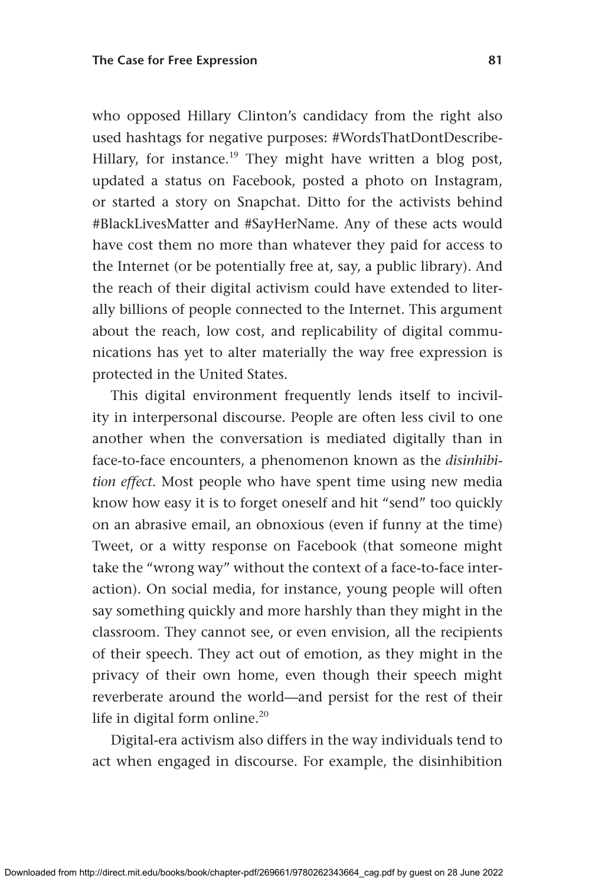who opposed Hillary Clinton's candidacy from the right also used hashtags for negative purposes: #WordsThatDontDescribe-Hillary, for instance.[19] They might have written a blog post, updated a status on Facebook, posted a photo on Instagram, or started a story on Snapchat. Ditto for the activists behind #BlackLivesMatter and #SayHerName. Any of these acts would have cost them no more than whatever they paid for access to the Internet (or be potentially free at, say, a public library). And the reach of their digital activism could have extended to literally billions of people connected to the Internet. This argument about the reach, low cost, and replicability of digital communications has yet to alter materially the way free expression is protected in the United States.

This digital environment frequently lends itself to incivility in interpersonal discourse. People are often less civil to one another when the conversation is mediated digitally than in face-to-face encounters, a phenomenon known as the *disinhibition effect*. Most people who have spent time using new media know how easy it is to forget oneself and hit "send" too quickly on an abrasive email, an obnoxious (even if funny at the time) Tweet, or a witty response on Facebook (that someone might take the "wrong way" without the context of a face-to-face interaction). On social media, for instance, young people will often say something quickly and more harshly than they might in the classroom. They cannot see, or even envision, all the recipients of their speech. They act out of emotion, as they might in the privacy of their own home, even though their speech might reverberate around the world—and persist for the rest of their life in digital form online.[20]

Digital-era activism also differs in the way individuals tend to act when engaged in discourse. For example, the disinhibition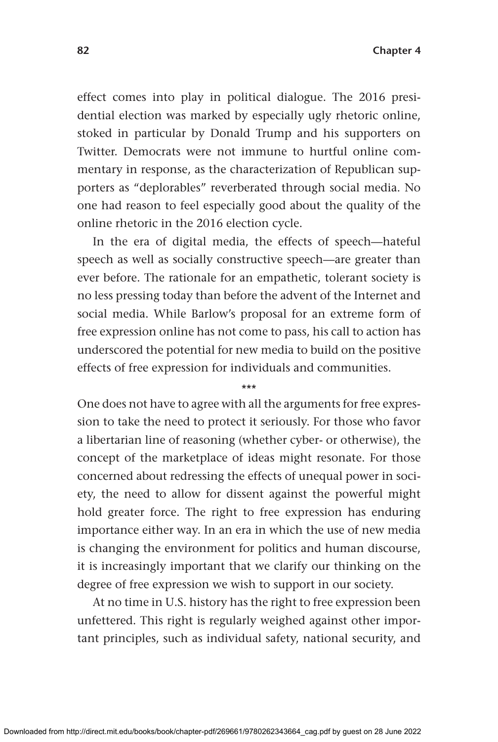effect comes into play in political dialogue. The 2016 presidential election was marked by especially ugly rhetoric online, stoked in particular by Donald Trump and his supporters on Twitter. Democrats were not immune to hurtful online commentary in response, as the characterization of Republican supporters as "deplorables" reverberated through social media. No one had reason to feel especially good about the quality of the online rhetoric in the 2016 election cycle.

In the era of digital media, the effects of speech—hateful speech as well as socially constructive speech—are greater than ever before. The rationale for an empathetic, tolerant society is no less pressing today than before the advent of the Internet and social media. While Barlow's proposal for an extreme form of free expression online has not come to pass, his call to action has underscored the potential for new media to build on the positive effects of free expression for individuals and communities.

***

One does not have to agree with all the arguments for free expression to take the need to protect it seriously. For those who favor a libertarian line of reasoning (whether cyber- or otherwise), the concept of the marketplace of ideas might resonate. For those concerned about redressing the effects of unequal power in society, the need to allow for dissent against the powerful might hold greater force. The right to free expression has enduring importance either way. In an era in which the use of new media is changing the environment for politics and human discourse, it is increasingly important that we clarify our thinking on the degree of free expression we wish to support in our society.

At no time in U.S. history has the right to free expression been unfettered. This right is regularly weighed against other important principles, such as individual safety, national security, and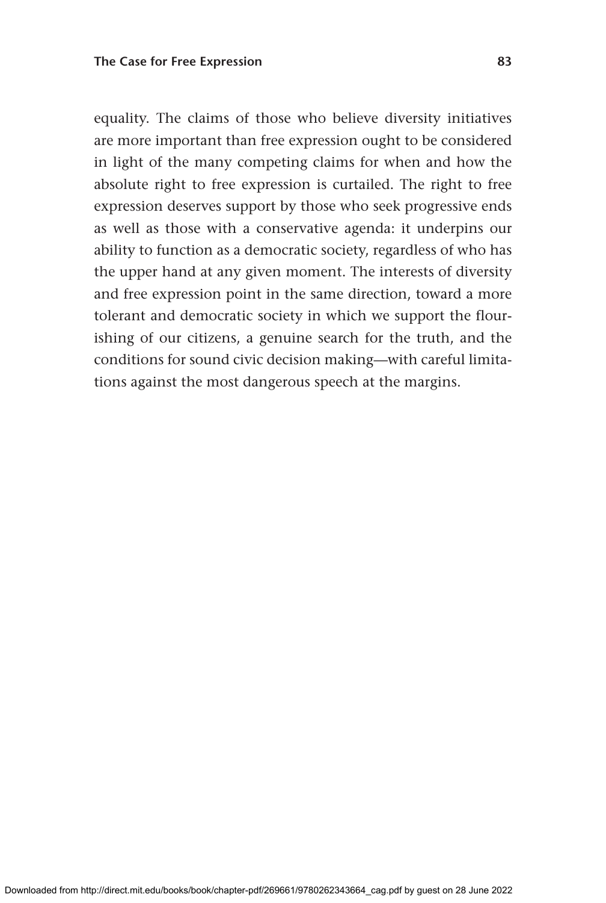equality. The claims of those who believe diversity initiatives are more important than free expression ought to be considered in light of the many competing claims for when and how the absolute right to free expression is curtailed. The right to free expression deserves support by those who seek progressive ends as well as those with a conservative agenda: it underpins our ability to function as a democratic society, regardless of who has the upper hand at any given moment. The interests of diversity and free expression point in the same direction, toward a more tolerant and democratic society in which we support the flourishing of our citizens, a genuine search for the truth, and the conditions for sound civic decision making—with careful limitations against the most dangerous speech at the margins.